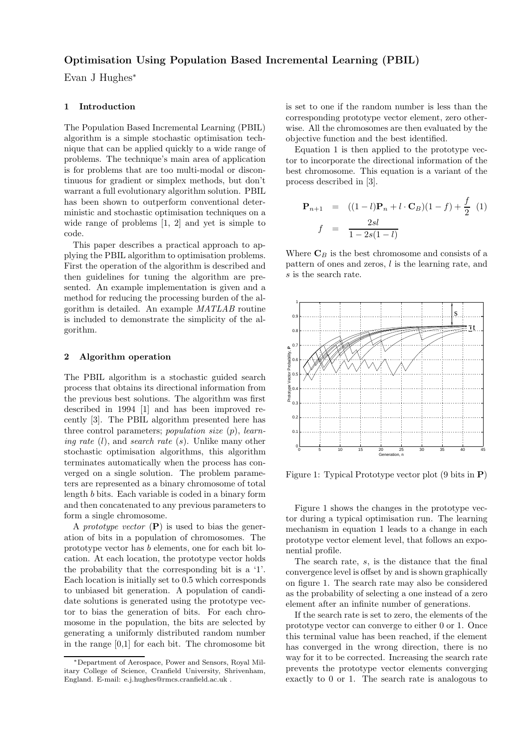## Optimisation Using Population Based Incremental Learning (PBIL)

Evan J Hughes[*]

### 1 Introduction

The Population Based Incremental Learning (PBIL) algorithm is a simple stochastic optimisation technique that can be applied quickly to a wide range of problems. The technique's main area of application is for problems that are too multi-modal or discontinuous for gradient or simplex methods, but don't warrant a full evolutionary algorithm solution. PBIL has been shown to outperform conventional deterministic and stochastic optimisation techniques on a wide range of problems [1, 2] and yet is simple to code.

This paper describes a practical approach to applying the PBIL algorithm to optimisation problems. First the operation of the algorithm is described and then guidelines for tuning the algorithm are presented. An example implementation is given and a method for reducing the processing burden of the algorithm is detailed. An example *MATLAB* routine is included to demonstrate the simplicity of the algorithm.

### 2 Algorithm operation

The PBIL algorithm is a stochastic guided search process that obtains its directional information from the previous best solutions. The algorithm was first described in 1994 [1] and has been improved recently [3]. The PBIL algorithm presented here has three control parameters; *population size* ($p$), *learning rate* ($l$), and *search rate* ($s$). Unlike many other stochastic optimisation algorithms, this algorithm terminates automatically when the process has converged on a single solution. The problem parameters are represented as a binary chromosome of total length $b$ bits. Each variable is coded in a binary form and then concatenated to any previous parameters to form a single chromosome.

A *prototype vector* ($\mathbf{P}$) is used to bias the generation of bits in a population of chromosomes. The prototype vector has $b$ elements, one for each bit location. At each location, the prototype vector holds the probability that the corresponding bit is a '1'. Each location is initially set to 0.5 which corresponds to unbiased bit generation. A population of candidate solutions is generated using the prototype vector to bias the generation of bits. For each chromosome in the population, the bits are selected by generating a uniformly distributed random number in the range [0,1] for each bit. The chromosome bit is set to one if the random number is less than the corresponding prototype vector element, zero otherwise. All the chromosomes are then evaluated by the objective function and the best identified.

Equation 1 is then applied to the prototype vector to incorporate the directional information of the best chromosome. This equation is a variant of the process described in [3].

$$
\begin{aligned}
\mathbf{P}_{n+1} &= ((1-l)\mathbf{P}_n + l \cdot \mathbf{C}_B)(1-f) + \frac{f}{2} \quad (1) \\
f &= \frac{2sl}{1-2s(1-l)}
\end{aligned}
$$

Where $\mathbf{C}_B$ is the best chromosome and consists of a pattern of ones and zeros, $l$ is the learning rate, and $s$ is the search rate.

Figure 1: Typical Prototype vector plot (9 bits in $\mathbf{P}$)

Figure 1 shows the changes in the prototype vector during a typical optimisation run. The learning mechanism in equation 1 leads to a change in each prototype vector element level, that follows an exponential profile.

The search rate, $s$, is the distance that the final convergence level is offset by and is shown graphically on figure 1. The search rate may also be considered as the probability of selecting a one instead of a zero element after an infinite number of generations.

If the search rate is set to zero, the elements of the prototype vector can converge to either 0 or 1. Once this terminal value has been reached, if the element has converged in the wrong direction, there is no way for it to be corrected. Increasing the search rate prevents the prototype vector elements converging exactly to 0 or 1. The search rate is analogous to

[*] Department of Aerospace, Power and Sensors, Royal Military College of Science, Cranfield University, Shrivenham, England. E-mail: e.j.hughes@rmcs.cranfield.ac.uk .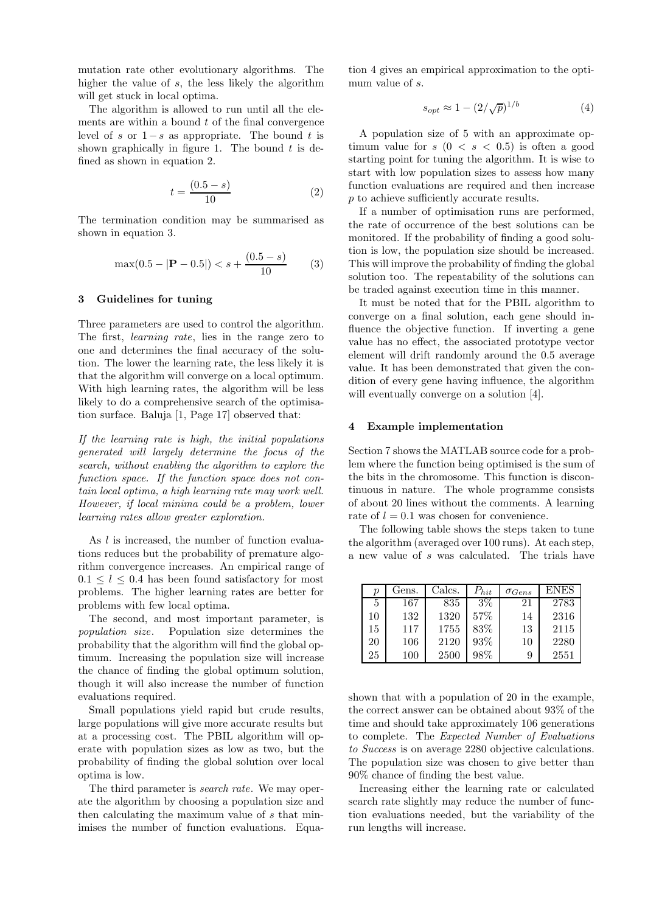mutation rate other evolutionary algorithms. The higher the value of $s$, the less likely the algorithm will get stuck in local optima.

The algorithm is allowed to run until all the elements are within a bound $t$ of the final convergence level of $s$ or $1-s$ as appropriate. The bound $t$ is shown graphically in figure 1. The bound $t$ is defined as shown in equation 2.

$$t = \frac{(0.5 - s)}{10} \tag{2}$$

The termination condition may be summarised as shown in equation 3.

$$\max(0.5 - |\mathbf{P} - 0.5|) < s + \frac{(0.5 - s)}{10} \tag{3}$$

## 3 Guidelines for tuning

Three parameters are used to control the algorithm. The first, *learning rate*, lies in the range zero to one and determines the final accuracy of the solution. The lower the learning rate, the less likely it is that the algorithm will converge on a local optimum. With high learning rates, the algorithm will be less likely to do a comprehensive search of the optimisation surface. Baluja [1, Page 17] observed that:

*If the learning rate is high, the initial populations generated will largely determine the focus of the search, without enabling the algorithm to explore the function space. If the function space does not contain local optima, a high learning rate may work well. However, if local minima could be a problem, lower learning rates allow greater exploration.*

As $l$ is increased, the number of function evaluations reduces but the probability of premature algorithm convergence increases. An empirical range of $0.1 \leq l \leq 0.4$ has been found satisfactory for most problems. The higher learning rates are better for problems with few local optima.

The second, and most important parameter, is *population size*. Population size determines the probability that the algorithm will find the global optimum. Increasing the population size will increase the chance of finding the global optimum solution, though it will also increase the number of function evaluations required.

Small populations yield rapid but crude results, large populations will give more accurate results but at a processing cost. The PBIL algorithm will operate with population sizes as low as two, but the probability of finding the global solution over local optima is low.

The third parameter is *search rate*. We may operate the algorithm by choosing a population size and then calculating the maximum value of $s$ that minimises the number of function evaluations. Equation 4 gives an empirical approximation to the optimum value of $s$.

$$s_{opt} \approx 1 - (2/\sqrt{p})^{1/b} \tag{4}$$

A population size of 5 with an approximate optimum value for $s$ $(0 < s < 0.5)$ is often a good starting point for tuning the algorithm. It is wise to start with low population sizes to assess how many function evaluations are required and then increase $p$ to achieve sufficiently accurate results.

If a number of optimisation runs are performed, the rate of occurrence of the best solutions can be monitored. If the probability of finding a good solution is low, the population size should be increased. This will improve the probability of finding the global solution too. The repeatability of the solutions can be traded against execution time in this manner.

It must be noted that for the PBIL algorithm to converge on a final solution, each gene should influence the objective function. If inverting a gene value has no effect, the associated prototype vector element will drift randomly around the 0.5 average value. It has been demonstrated that given the condition of every gene having influence, the algorithm will eventually converge on a solution [4].

## 4 Example implementation

Section 7 shows the MATLAB source code for a problem where the function being optimised is the sum of the bits in the chromosome. This function is discontinuous in nature. The whole programme consists of about 20 lines without the comments. A learning rate of $l = 0.1$ was chosen for convenience.

The following table shows the steps taken to tune the algorithm (averaged over 100 runs). At each step, a new value of $s$ was calculated. The trials have shown that with a population of 20 in the example, the correct answer can be obtained about 93% of the time and should take approximately 106 generations to complete. The *Expected Number of Evaluations to Success* is on average 2280 objective calculations. The population size was chosen to give better than 90% chance of finding the best value.

| $p$ | Gens. | Calcs. | $P_{hit}$ | $\sigma_{Gens}$ | ENES |
|---|---|---|---|---|---|
| 5 | 167 | 835 | 3% | 21 | 2783 |
| 10 | 132 | 1320 | 57% | 14 | 2316 |
| 15 | 117 | 1755 | 83% | 13 | 2115 |
| 20 | 106 | 2120 | 93% | 10 | 2280 |
| 25 | 100 | 2500 | 98% | 9 | 2551 |

Increasing either the learning rate or calculated search rate slightly may reduce the number of function evaluations needed, but the variability of the run lengths will increase.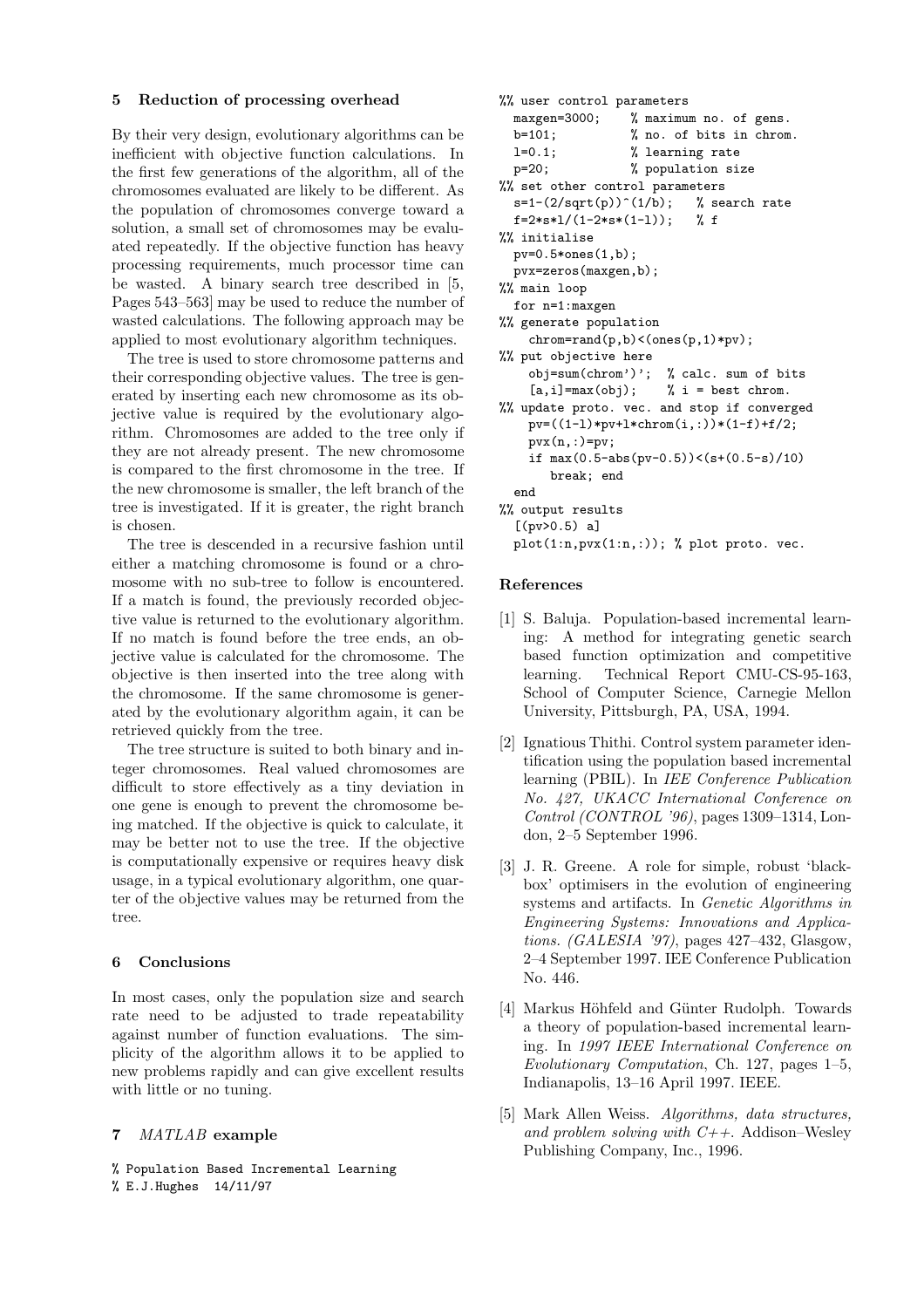## 5 Reduction of processing overhead

By their very design, evolutionary algorithms can be inefficient with objective function calculations. In the first few generations of the algorithm, all of the chromosomes evaluated are likely to be different. As the population of chromosomes converge toward a solution, a small set of chromosomes may be evaluated repeatedly. If the objective function has heavy processing requirements, much processor time can be wasted. A binary search tree described in [5, Pages 543–563] may be used to reduce the number of wasted calculations. The following approach may be applied to most evolutionary algorithm techniques.

The tree is used to store chromosome patterns and their corresponding objective values. The tree is generated by inserting each new chromosome as its objective value is required by the evolutionary algorithm. Chromosomes are added to the tree only if they are not already present. The new chromosome is compared to the first chromosome in the tree. If the new chromosome is smaller, the left branch of the tree is investigated. If it is greater, the right branch is chosen.

The tree is descended in a recursive fashion until either a matching chromosome is found or a chromosome with no sub-tree to follow is encountered. If a match is found, the previously recorded objective value is returned to the evolutionary algorithm. If no match is found before the tree ends, an objective value is calculated for the chromosome. The objective is then inserted into the tree along with the chromosome. If the same chromosome is generated by the evolutionary algorithm again, it can be retrieved quickly from the tree.

The tree structure is suited to both binary and integer chromosomes. Real valued chromosomes are difficult to store effectively as a tiny deviation in one gene is enough to prevent the chromosome being matched. If the objective is quick to calculate, it may be better not to use the tree. If the objective is computationally expensive or requires heavy disk usage, in a typical evolutionary algorithm, one quarter of the objective values may be returned from the tree.

## 6 Conclusions

In most cases, only the population size and search rate need to be adjusted to trade repeatability against number of function evaluations. The simplicity of the algorithm allows it to be applied to new problems rapidly and can give excellent results with little or no tuning.

## 7 *MATLAB* example

```
% Population Based Incremental Learning
% E.J.Hughes  14/11/97
%% user control parameters
  maxgen=3000;    % maximum no. of gens.
  b=101;          % no. of bits in chrom.
  l=0.1;          % learning rate
  p=20;           % population size
%% set other control parameters
  s=1-(2/sqrt(p))^(1/b);   % search rate
  f=2*s*l/(1-2*s*(1-l));   % f
%% initialise
  pv=0.5*ones(1,b);
  pvx=zeros(maxgen,b);
%% main loop
  for n=1:maxgen
%% generate population
    chrom=rand(p,b)<(ones(p,1)*pv);
%% put objective here
    obj=sum(chrom')';  % calc. sum of bits
    [a,i]=max(obj);    % i = best chrom.
%% update proto. vec. and stop if converged
    pv=((1-l)*pv+l*chrom(i,:))*(1-f)+f/2;
    pvx(n,:)=pv;
    if max(0.5-abs(pv-0.5))<(s+(0.5-s)/10)
       break; end
  end
%% output results
  [(pv>0.5) a]
  plot(1:n,pvx(1:n,:)); % plot proto. vec.
```

## References

[1] S. Baluja. Population-based incremental learning: A method for integrating genetic search based function optimization and competitive learning. Technical Report CMU-CS-95-163, School of Computer Science, Carnegie Mellon University, Pittsburgh, PA, USA, 1994.

[2] Ignatious Thithi. Control system parameter identification using the population based incremental learning (PBIL). In *IEE Conference Publication No. 427, UKACC International Conference on Control (CONTROL '96)*, pages 1309–1314, London, 2–5 September 1996.

[3] J. R. Greene. A role for simple, robust 'blackbox' optimisers in the evolution of engineering systems and artifacts. In *Genetic Algorithms in Engineering Systems: Innovations and Applications. (GALESIA '97)*, pages 427–432, Glasgow, 2–4 September 1997. IEE Conference Publication No. 446.

[4] Markus Höhfeld and Günter Rudolph. Towards a theory of population-based incremental learning. In *1997 IEEE International Conference on Evolutionary Computation*, Ch. 127, pages 1–5, Indianapolis, 13–16 April 1997. IEEE.

[5] Mark Allen Weiss. *Algorithms, data structures, and problem solving with C++*. Addison–Wesley Publishing Company, Inc., 1996.